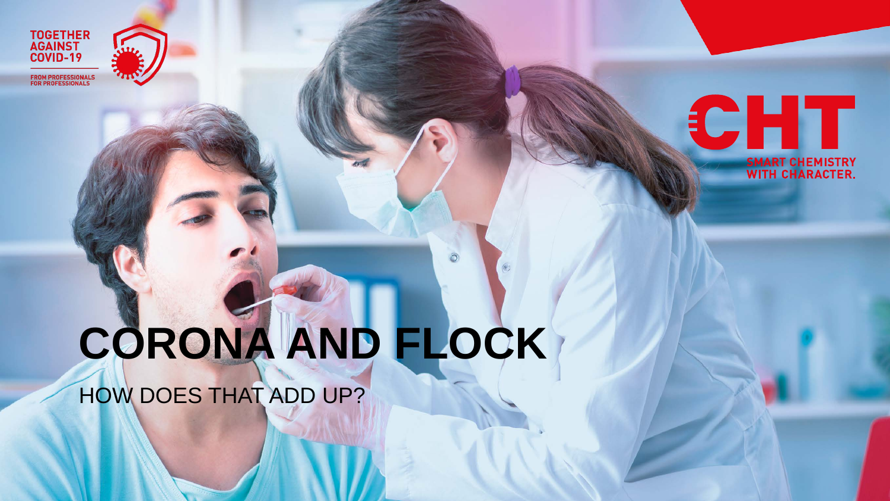TOGETHER AGAINST COVID-19

FROM PROFESSIONALS FOR PROFESSIONALS

CHT

SMART CHEMISTRY WITH CHARACTER.

# CORONA AND FLOCK

HOW DOES THAT ADD UP?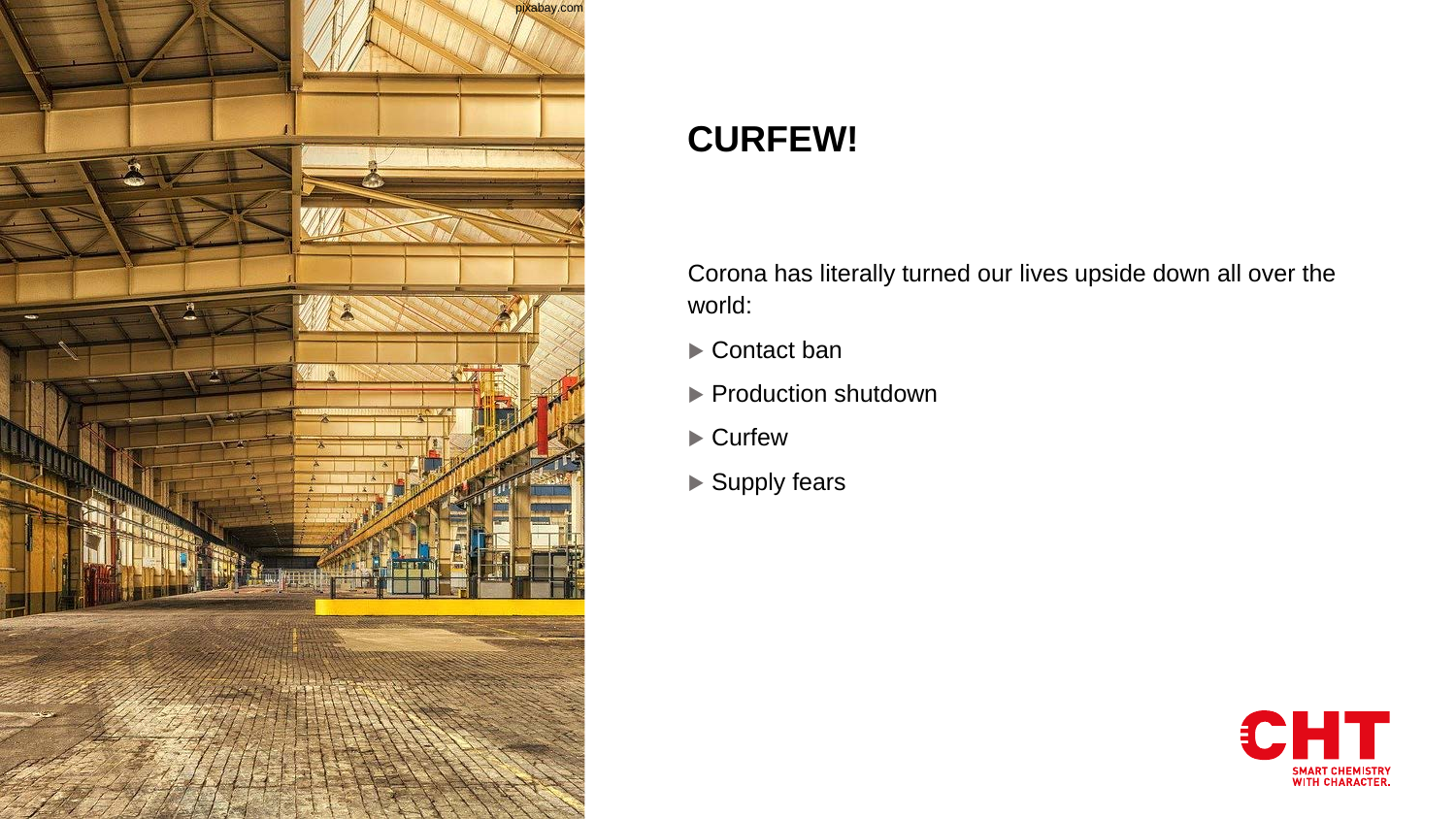# CURFEW!

Corona has literally turned our lives upside down all over the world:

- Contact ban
- Production shutdown
- Curfew
- Supply fears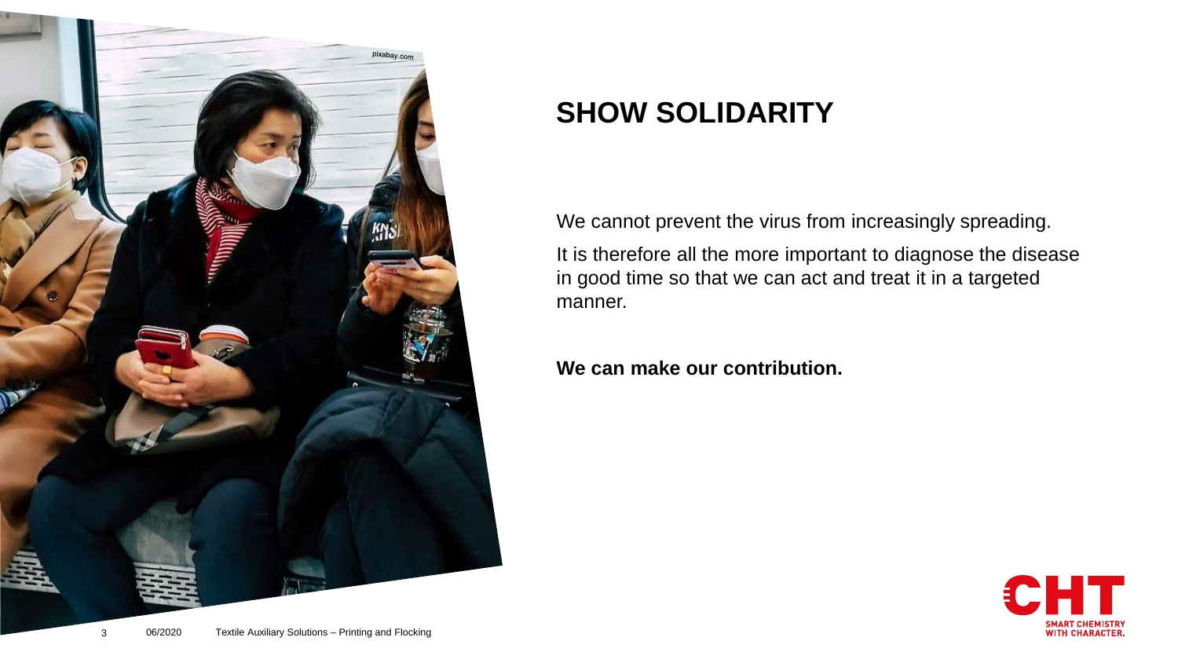# SHOW SOLIDARITY

We cannot prevent the virus from increasingly spreading.

It is therefore all the more important to diagnose the disease in good time so that we can act and treat it in a targeted manner.

**We can make our contribution.**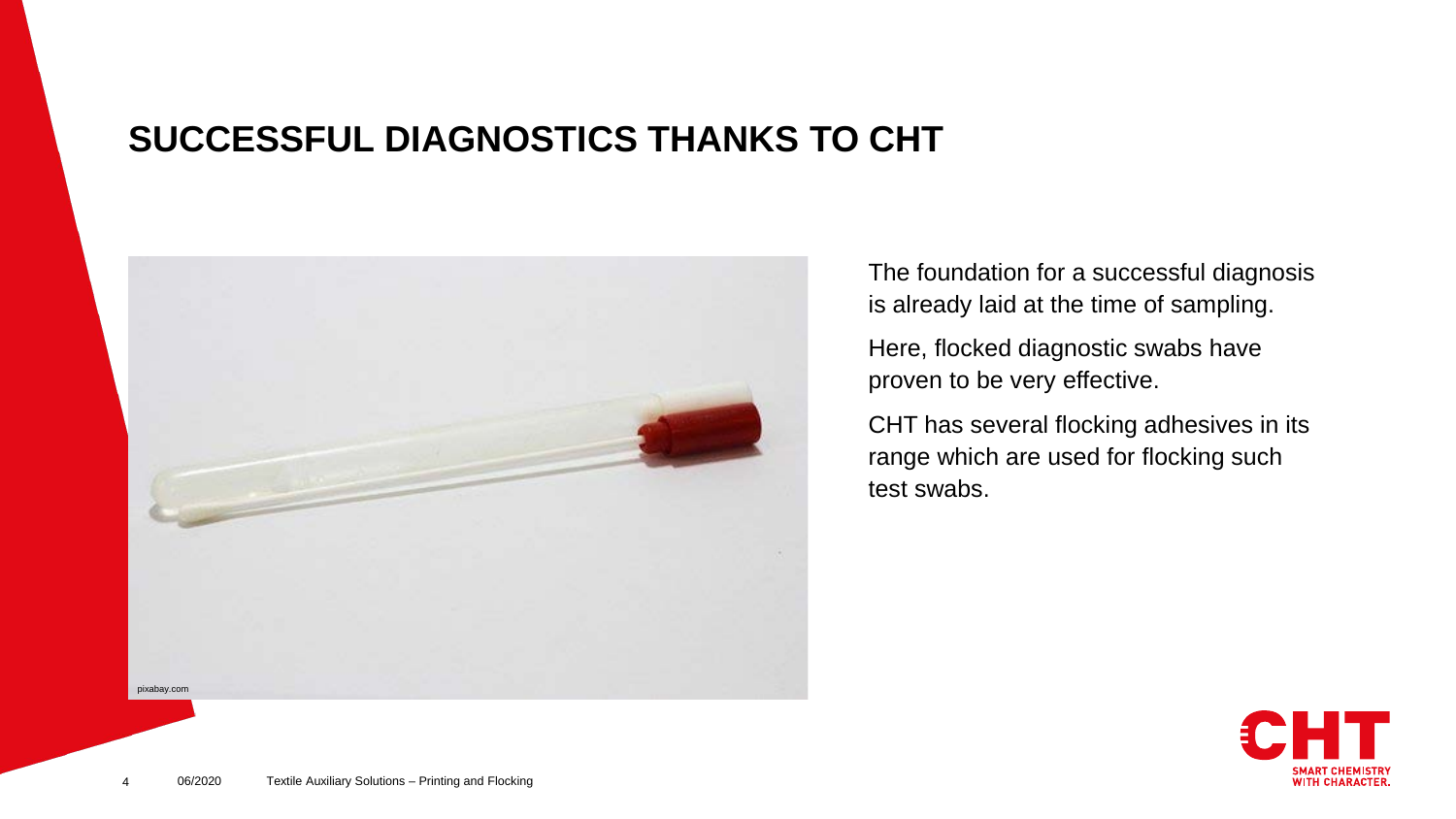# SUCCESSFUL DIAGNOSTICS THANKS TO CHT

pixabay.com

The foundation for a successful diagnosis is already laid at the time of sampling.

Here, flocked diagnostic swabs have proven to be very effective.

CHT has several flocking adhesives in its range which are used for flocking such test swabs.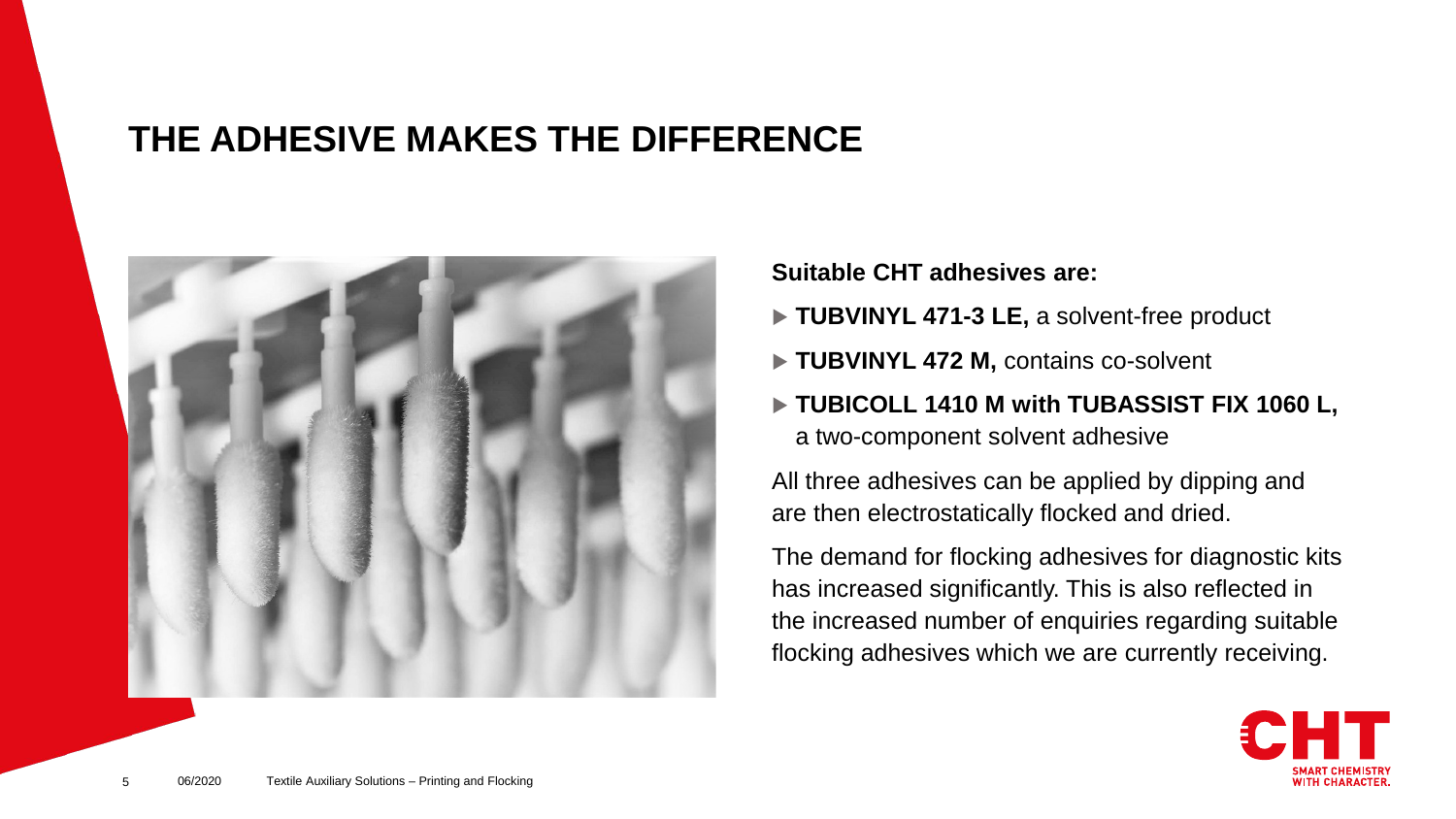# THE ADHESIVE MAKES THE DIFFERENCE

**Suitable CHT adhesives are:**

- **TUBVINYL 471-3 LE,** a solvent-free product
- **TUBVINYL 472 M,** contains co-solvent
- **TUBICOLL 1410 M with TUBASSIST FIX 1060 L,** a two-component solvent adhesive

All three adhesives can be applied by dipping and are then electrostatically flocked and dried.

The demand for flocking adhesives for diagnostic kits has increased significantly. This is also reflected in the increased number of enquiries regarding suitable flocking adhesives which we are currently receiving.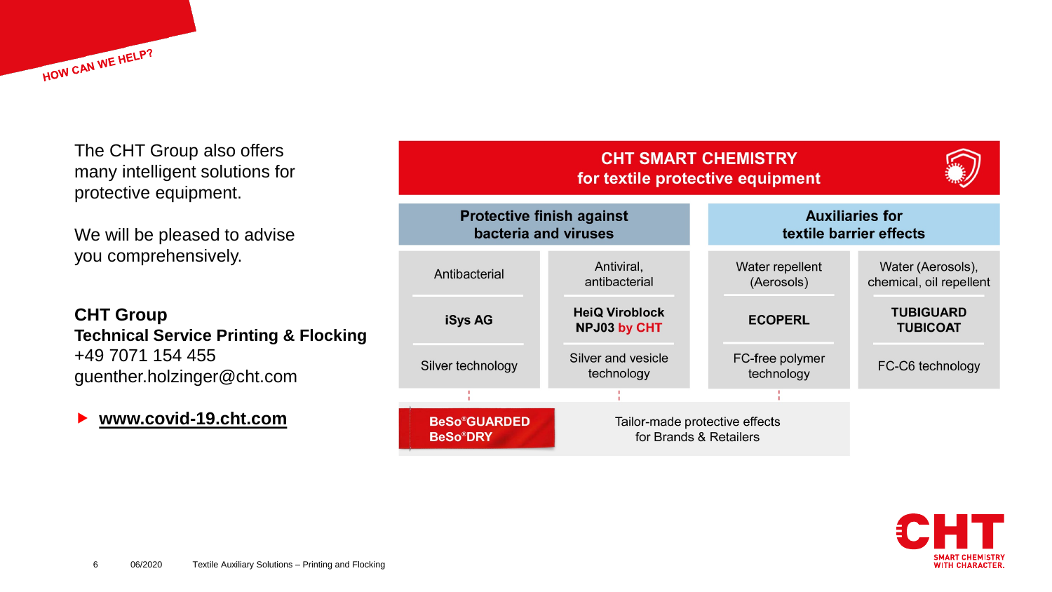HOW CAN WE HELP?

The CHT Group also offers many intelligent solutions for protective equipment.

We will be pleased to advise you comprehensively.

**CHT Group**
**Technical Service Printing & Flocking**
+49 7071 154 455
guenther.holzinger@cht.com

▶ **www.covid-19.cht.com**

## CHT SMART CHEMISTRY for textile protective equipment

| Protective finish against bacteria and viruses | | Auxiliaries for textile barrier effects | |
|---|---|---|---|
| Antibacterial | Antiviral, antibacterial | Water repellent (Aerosols) | Water (Aerosols), chemical, oil repellent |
| **iSys AG** | **HeiQ Viroblock NPJ03 by CHT** | **ECOPERL** | **TUBIGUARD TUBICOAT** |
| Silver technology | Silver and vesicle technology | FC-free polymer technology | FC-C6 technology |

**BeSo®GUARDED**
**BeSo®DRY**

Tailor-made protective effects for Brands & Retailers

CHT
SMART CHEMISTRY WITH CHARACTER.

06/2020 Textile Auxiliary Solutions – Printing and Flocking